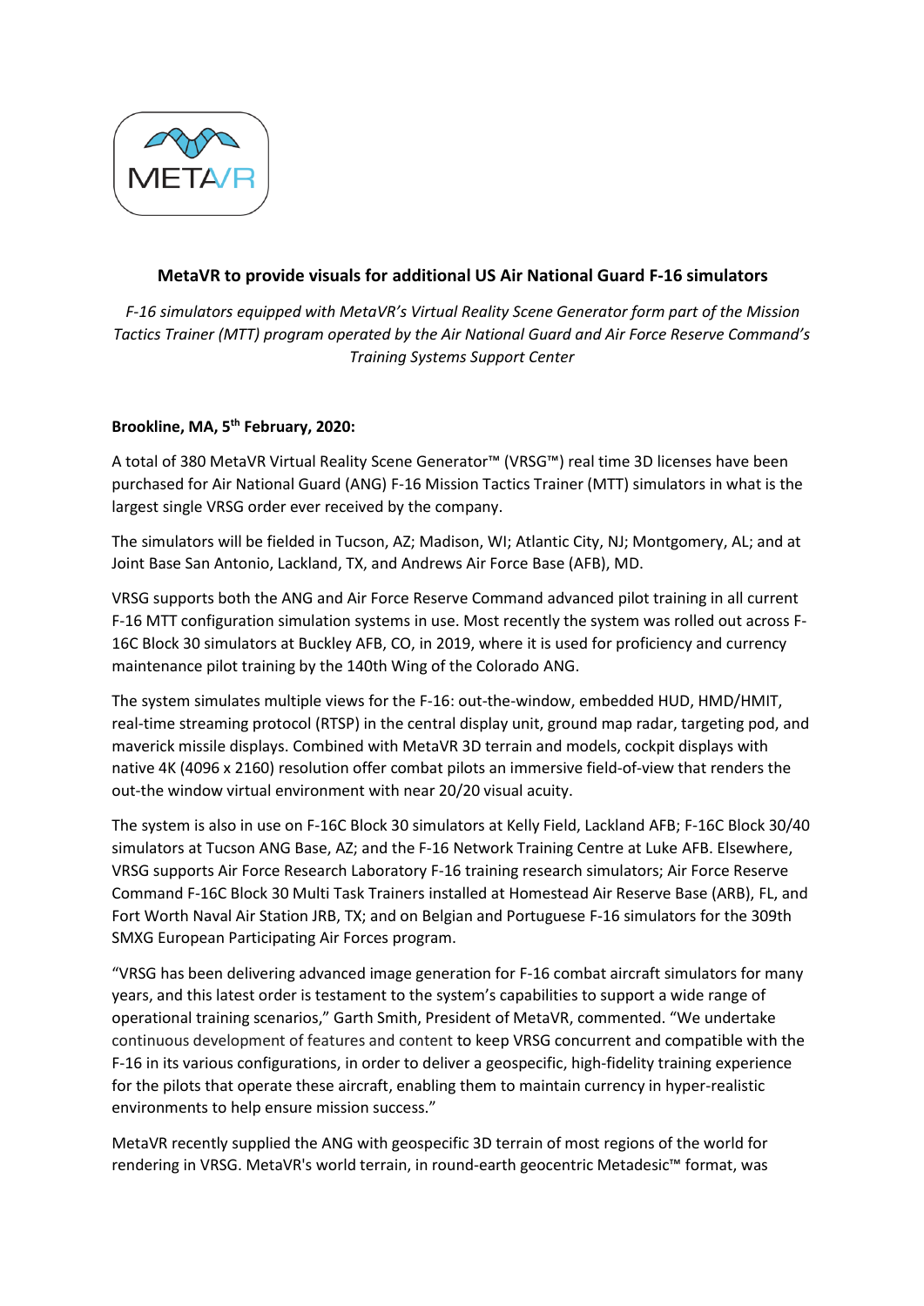**MetaVR to provide visuals for additional US Air National Guard F-16 simulators**

*F-16 simulators equipped with MetaVR's Virtual Reality Scene Generator form part of the Mission Tactics Trainer (MTT) program operated by the Air National Guard and Air Force Reserve Command's Training Systems Support Center*

**Brookline, MA, 5th February, 2020:**

A total of 380 MetaVR Virtual Reality Scene Generator™ (VRSG™) real time 3D licenses have been purchased for Air National Guard (ANG) F-16 Mission Tactics Trainer (MTT) simulators in what is the largest single VRSG order ever received by the company.

The simulators will be fielded in Tucson, AZ; Madison, WI; Atlantic City, NJ; Montgomery, AL; and at Joint Base San Antonio, Lackland, TX, and Andrews Air Force Base (AFB), MD.

VRSG supports both the ANG and Air Force Reserve Command advanced pilot training in all current F-16 MTT configuration simulation systems in use. Most recently the system was rolled out across F-16C Block 30 simulators at Buckley AFB, CO, in 2019, where it is used for proficiency and currency maintenance pilot training by the 140th Wing of the Colorado ANG.

The system simulates multiple views for the F-16: out-the-window, embedded HUD, HMD/HMIT, real-time streaming protocol (RTSP) in the central display unit, ground map radar, targeting pod, and maverick missile displays. Combined with MetaVR 3D terrain and models, cockpit displays with native 4K (4096 x 2160) resolution offer combat pilots an immersive field-of-view that renders the out-the window virtual environment with near 20/20 visual acuity.

The system is also in use on F-16C Block 30 simulators at Kelly Field, Lackland AFB; F-16C Block 30/40 simulators at Tucson ANG Base, AZ; and the F-16 Network Training Centre at Luke AFB. Elsewhere, VRSG supports Air Force Research Laboratory F-16 training research simulators; Air Force Reserve Command F-16C Block 30 Multi Task Trainers installed at Homestead Air Reserve Base (ARB), FL, and Fort Worth Naval Air Station JRB, TX; and on Belgian and Portuguese F-16 simulators for the 309th SMXG European Participating Air Forces program.

"VRSG has been delivering advanced image generation for F-16 combat aircraft simulators for many years, and this latest order is testament to the system's capabilities to support a wide range of operational training scenarios," Garth Smith, President of MetaVR, commented. "We undertake continuous development of features and content to keep VRSG concurrent and compatible with the F-16 in its various configurations, in order to deliver a geospecific, high-fidelity training experience for the pilots that operate these aircraft, enabling them to maintain currency in hyper-realistic environments to help ensure mission success."

MetaVR recently supplied the ANG with geospecific 3D terrain of most regions of the world for rendering in VRSG. MetaVR's world terrain, in round-earth geocentric Metadesic™ format, was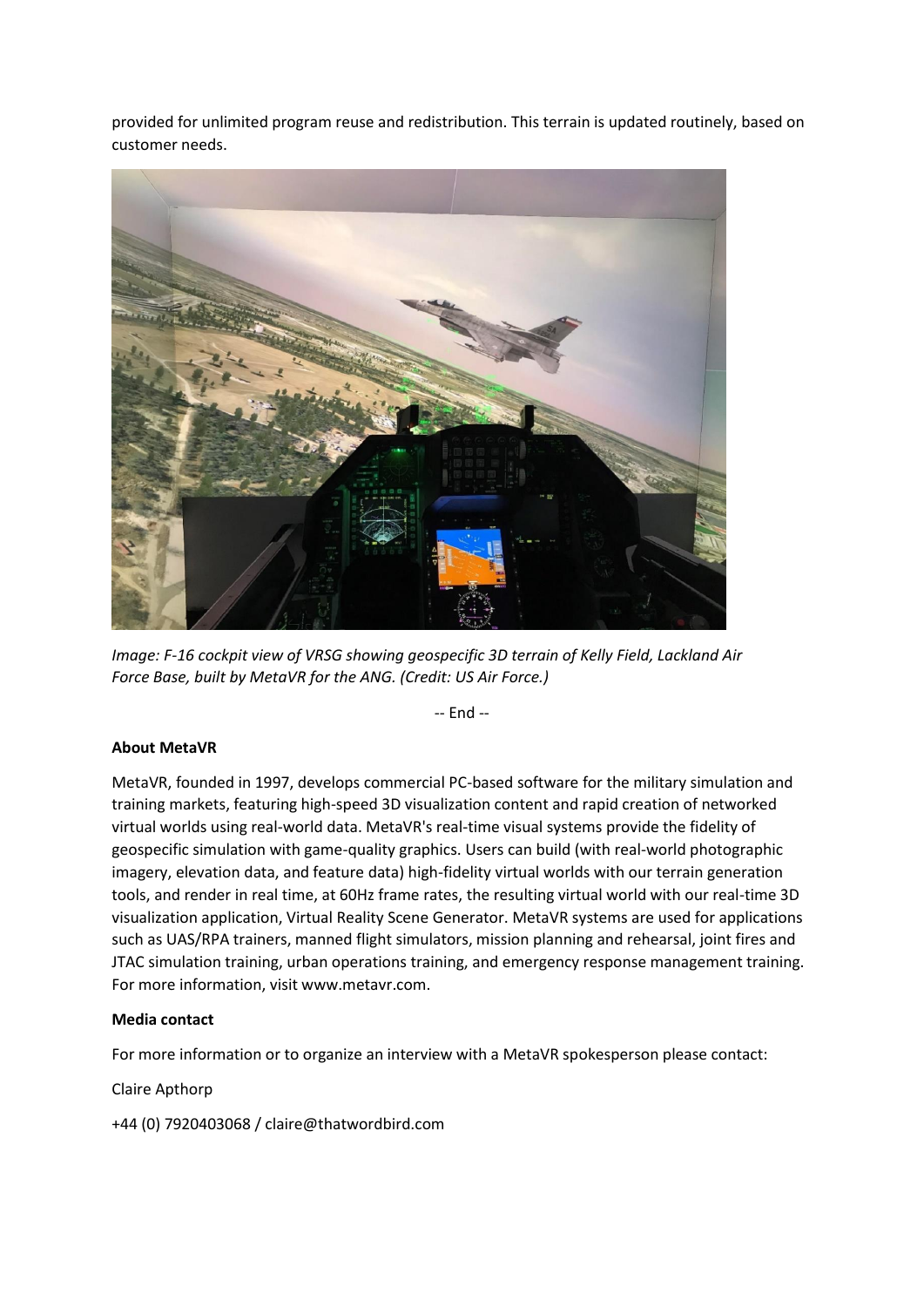provided for unlimited program reuse and redistribution. This terrain is updated routinely, based on customer needs.

*Image: F-16 cockpit view of VRSG showing geospecific 3D terrain of Kelly Field, Lackland Air Force Base, built by MetaVR for the ANG. (Credit: US Air Force.)*

-- End --

**About MetaVR**

MetaVR, founded in 1997, develops commercial PC-based software for the military simulation and training markets, featuring high-speed 3D visualization content and rapid creation of networked virtual worlds using real-world data. MetaVR's real-time visual systems provide the fidelity of geospecific simulation with game-quality graphics. Users can build (with real-world photographic imagery, elevation data, and feature data) high-fidelity virtual worlds with our terrain generation tools, and render in real time, at 60Hz frame rates, the resulting virtual world with our real-time 3D visualization application, Virtual Reality Scene Generator. MetaVR systems are used for applications such as UAS/RPA trainers, manned flight simulators, mission planning and rehearsal, joint fires and JTAC simulation training, urban operations training, and emergency response management training. For more information, visit www.metavr.com.

**Media contact**

For more information or to organize an interview with a MetaVR spokesperson please contact:

Claire Apthorp

+44 (0) 7920403068 / claire@thatwordbird.com